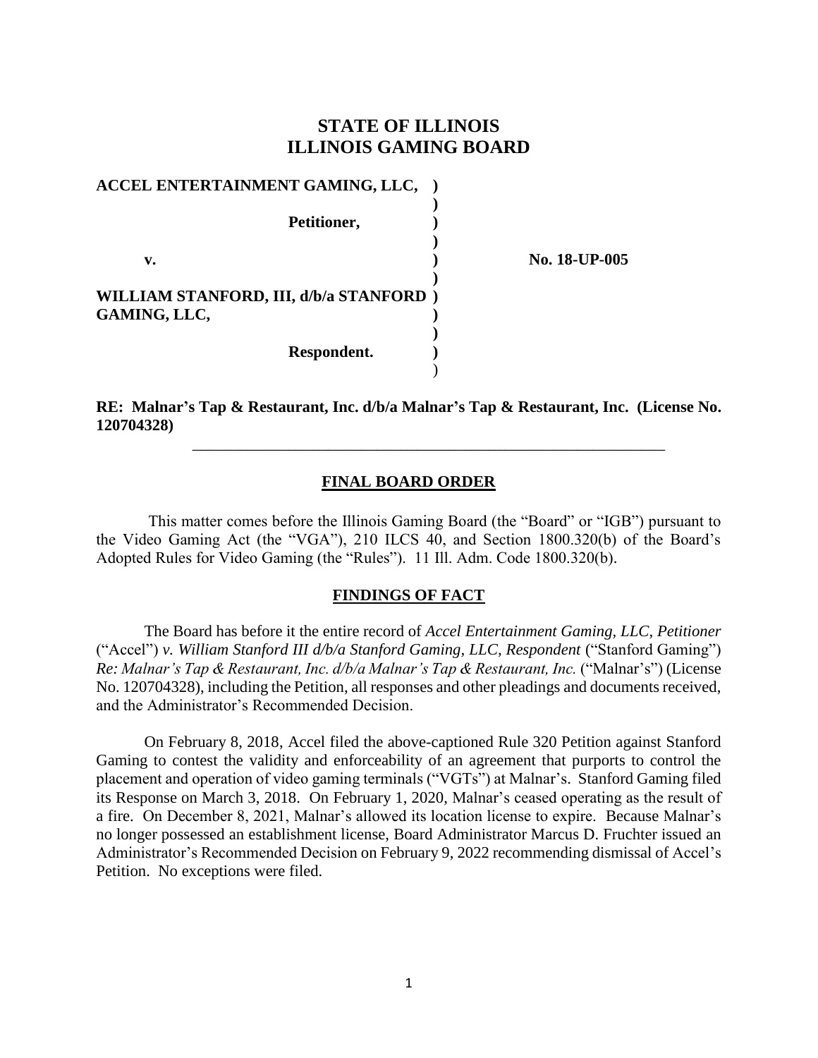# STATE OF ILLINOIS
# ILLINOIS GAMING BOARD

**ACCEL ENTERTAINMENT GAMING, LLC,** )
)
**Petitioner,** )
)
**v.** ) **No. 18-UP-005**
)
**WILLIAM STANFORD, III, d/b/a STANFORD** )
**GAMING, LLC,** )
)
**Respondent.** )
)

**RE: Malnar's Tap & Restaurant, Inc. d/b/a Malnar's Tap & Restaurant, Inc. (License No. 120704328)**

---

## FINAL BOARD ORDER

This matter comes before the Illinois Gaming Board (the "Board" or "IGB") pursuant to the Video Gaming Act (the "VGA"), 210 ILCS 40, and Section 1800.320(b) of the Board's Adopted Rules for Video Gaming (the "Rules"). 11 Ill. Adm. Code 1800.320(b).

## FINDINGS OF FACT

The Board has before it the entire record of *Accel Entertainment Gaming, LLC, Petitioner* ("Accel") *v. William Stanford III d/b/a Stanford Gaming, LLC, Respondent* ("Stanford Gaming") *Re: Malnar's Tap & Restaurant, Inc. d/b/a Malnar's Tap & Restaurant, Inc.* ("Malnar's") (License No. 120704328), including the Petition, all responses and other pleadings and documents received, and the Administrator's Recommended Decision.

On February 8, 2018, Accel filed the above-captioned Rule 320 Petition against Stanford Gaming to contest the validity and enforceability of an agreement that purports to control the placement and operation of video gaming terminals ("VGTs") at Malnar's. Stanford Gaming filed its Response on March 3, 2018. On February 1, 2020, Malnar's ceased operating as the result of a fire. On December 8, 2021, Malnar's allowed its location license to expire. Because Malnar's no longer possessed an establishment license, Board Administrator Marcus D. Fruchter issued an Administrator's Recommended Decision on February 9, 2022 recommending dismissal of Accel's Petition. No exceptions were filed.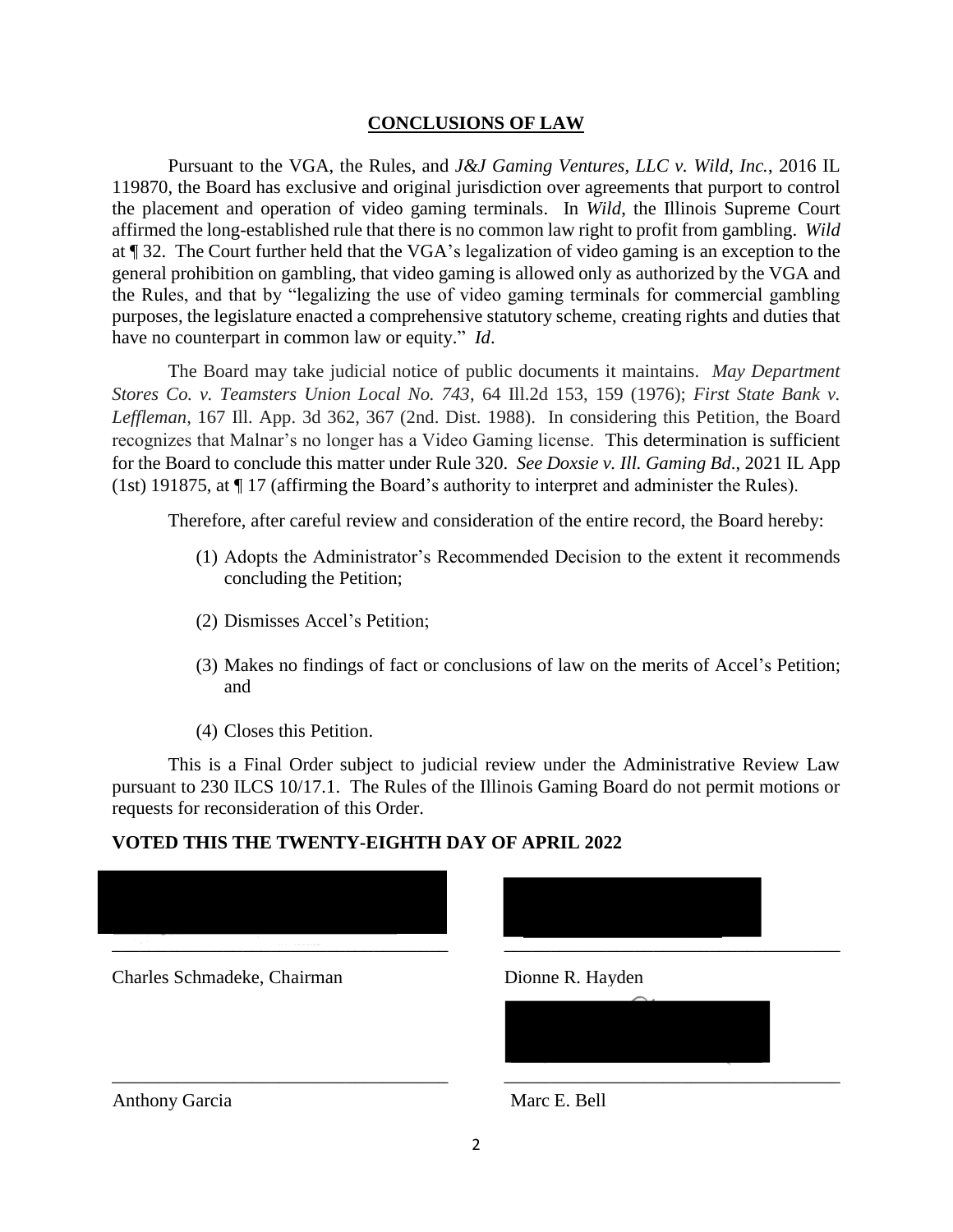## CONCLUSIONS OF LAW

Pursuant to the VGA, the Rules, and *J&J Gaming Ventures, LLC v. Wild, Inc.*, 2016 IL 119870, the Board has exclusive and original jurisdiction over agreements that purport to control the placement and operation of video gaming terminals. In *Wild*, the Illinois Supreme Court affirmed the long-established rule that there is no common law right to profit from gambling. *Wild* at ¶ 32. The Court further held that the VGA's legalization of video gaming is an exception to the general prohibition on gambling, that video gaming is allowed only as authorized by the VGA and the Rules, and that by "legalizing the use of video gaming terminals for commercial gambling purposes, the legislature enacted a comprehensive statutory scheme, creating rights and duties that have no counterpart in common law or equity." *Id*.

The Board may take judicial notice of public documents it maintains. *May Department Stores Co. v. Teamsters Union Local No. 743*, 64 Ill.2d 153, 159 (1976); *First State Bank v. Leffleman*, 167 Ill. App. 3d 362, 367 (2nd. Dist. 1988). In considering this Petition, the Board recognizes that Malnar's no longer has a Video Gaming license. This determination is sufficient for the Board to conclude this matter under Rule 320. *See Doxsie v. Ill. Gaming Bd*., 2021 IL App (1st) 191875, at ¶ 17 (affirming the Board's authority to interpret and administer the Rules).

Therefore, after careful review and consideration of the entire record, the Board hereby:

(1) Adopts the Administrator's Recommended Decision to the extent it recommends concluding the Petition;

(2) Dismisses Accel's Petition;

(3) Makes no findings of fact or conclusions of law on the merits of Accel's Petition; and

(4) Closes this Petition.

This is a Final Order subject to judicial review under the Administrative Review Law pursuant to 230 ILCS 10/17.1. The Rules of the Illinois Gaming Board do not permit motions or requests for reconsideration of this Order.

**VOTED THIS THE TWENTY-EIGHTH DAY OF APRIL 2022**

\_\_\_\_\_\_\_\_\_\_\_\_\_\_\_\_\_\_\_\_\_\_\_\_\_\_\_\_\_\_\_\_\_\_\_
Charles Schmadeke, Chairman

\_\_\_\_\_\_\_\_\_\_\_\_\_\_\_\_\_\_\_\_\_\_\_\_\_\_\_\_\_\_\_\_\_\_\_
Dionne R. Hayden

\_\_\_\_\_\_\_\_\_\_\_\_\_\_\_\_\_\_\_\_\_\_\_\_\_\_\_\_\_\_\_\_\_\_\_
Anthony Garcia

\_\_\_\_\_\_\_\_\_\_\_\_\_\_\_\_\_\_\_\_\_\_\_\_\_\_\_\_\_\_\_\_\_\_\_
Marc E. Bell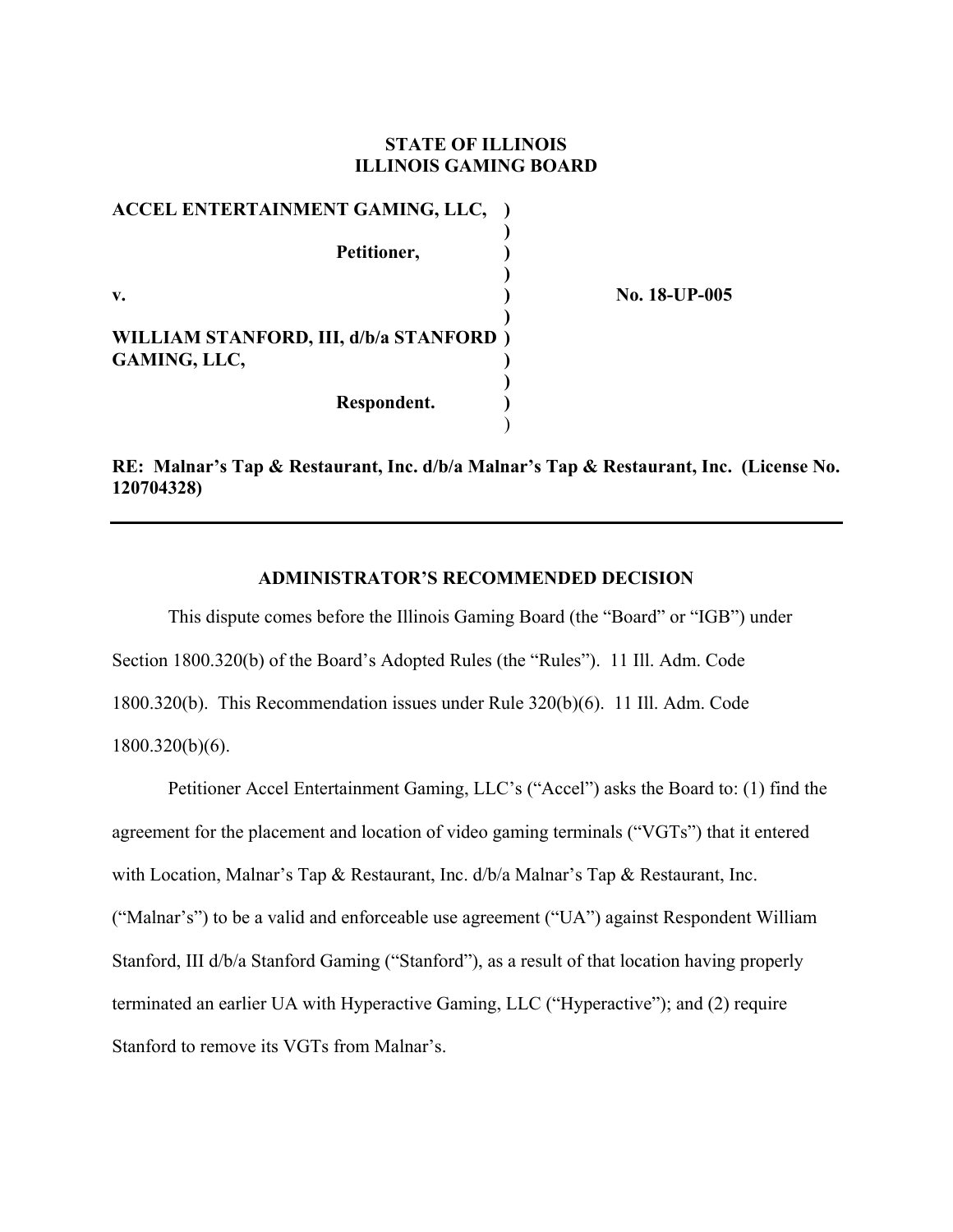**STATE OF ILLINOIS**
**ILLINOIS GAMING BOARD**

| | | |
|---|---|---|
| **ACCEL ENTERTAINMENT GAMING, LLC,** | **)** | |
| | **)** | |
| **Petitioner,** | **)** | |
| | **)** | |
| **v.** | **)** | **No. 18-UP-005** |
| | **)** | |
| **WILLIAM STANFORD, III, d/b/a STANFORD GAMING, LLC,** | **)** | |
| | **)** | |
| **Respondent.** | **)** | |

**RE: Malnar's Tap & Restaurant, Inc. d/b/a Malnar's Tap & Restaurant, Inc. (License No. 120704328)**

---

**ADMINISTRATOR'S RECOMMENDED DECISION**

This dispute comes before the Illinois Gaming Board (the "Board" or "IGB") under Section 1800.320(b) of the Board's Adopted Rules (the "Rules"). 11 Ill. Adm. Code 1800.320(b). This Recommendation issues under Rule 320(b)(6). 11 Ill. Adm. Code 1800.320(b)(6).

Petitioner Accel Entertainment Gaming, LLC's ("Accel") asks the Board to: (1) find the agreement for the placement and location of video gaming terminals ("VGTs") that it entered with Location, Malnar's Tap & Restaurant, Inc. d/b/a Malnar's Tap & Restaurant, Inc. ("Malnar's") to be a valid and enforceable use agreement ("UA") against Respondent William Stanford, III d/b/a Stanford Gaming ("Stanford"), as a result of that location having properly terminated an earlier UA with Hyperactive Gaming, LLC ("Hyperactive"); and (2) require Stanford to remove its VGTs from Malnar's.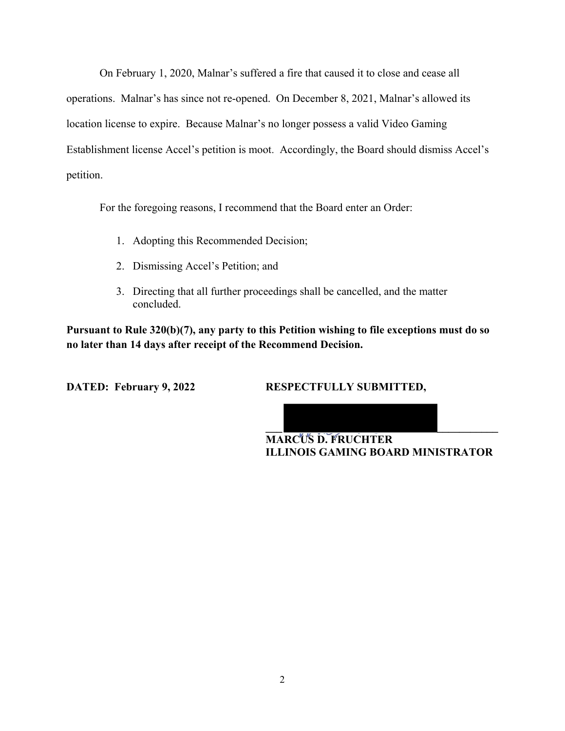On February 1, 2020, Malnar's suffered a fire that caused it to close and cease all operations. Malnar's has since not re-opened. On December 8, 2021, Malnar's allowed its location license to expire. Because Malnar's no longer possess a valid Video Gaming Establishment license Accel's petition is moot. Accordingly, the Board should dismiss Accel's petition.

For the foregoing reasons, I recommend that the Board enter an Order:

1. Adopting this Recommended Decision;
2. Dismissing Accel's Petition; and
3. Directing that all further proceedings shall be cancelled, and the matter concluded.

**Pursuant to Rule 320(b)(7), any party to this Petition wishing to file exceptions must do so no later than 14 days after receipt of the Recommend Decision.**

**DATED: February 9, 2022**

**RESPECTFULLY SUBMITTED,**

**MARCUS D. FRUCHTER**
**ILLINOIS GAMING BOARD MINISTRATOR**